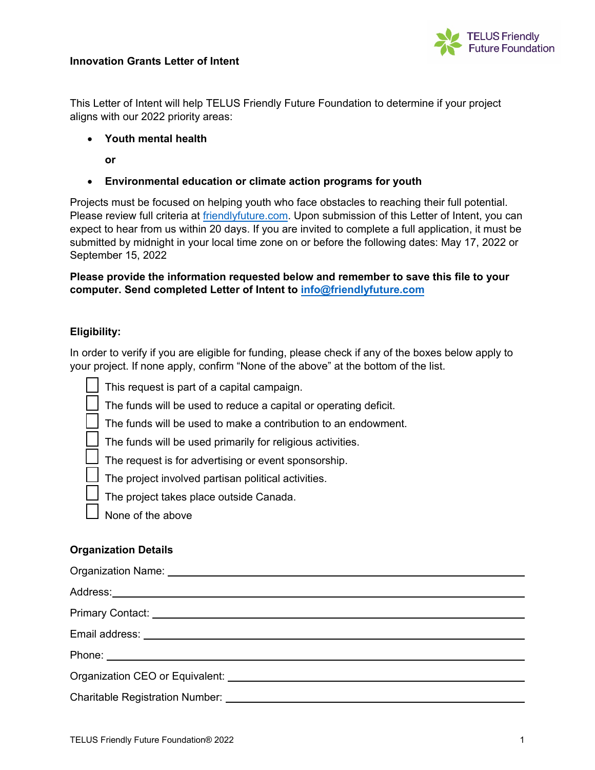**Innovation Grants Letter of Intent**

This Letter of Intent will help TELUS Friendly Future Foundation to determine if your project aligns with our 2022 priority areas:

- **Youth mental health**

  **or**

- **Environmental education or climate action programs for youth**

Projects must be focused on helping youth who face obstacles to reaching their full potential. Please review full criteria at [friendlyfuture.com](friendlyfuture.com). Upon submission of this Letter of Intent, you can expect to hear from us within 20 days. If you are invited to complete a full application, it must be submitted by midnight in your local time zone on or before the following dates: May 17, 2022 or September 15, 2022

**Please provide the information requested below and remember to save this file to your computer. Send completed Letter of Intent to [info@friendlyfuture.com](mailto:info@friendlyfuture.com)**

## Eligibility:

In order to verify if you are eligible for funding, please check if any of the boxes below apply to your project. If none apply, confirm "None of the above" at the bottom of the list.

- [ ] This request is part of a capital campaign.
- [ ] The funds will be used to reduce a capital or operating deficit.
- [ ] The funds will be used to make a contribution to an endowment.
- [ ] The funds will be used primarily for religious activities.
- [ ] The request is for advertising or event sponsorship.
- [ ] The project involved partisan political activities.
- [ ] The project takes place outside Canada.
- [ ] None of the above

## Organization Details

Organization Name: ______________________________

Address: ______________________________

Primary Contact: ______________________________

Email address: ______________________________

Phone: ______________________________

Organization CEO or Equivalent: ______________________________

Charitable Registration Number: ______________________________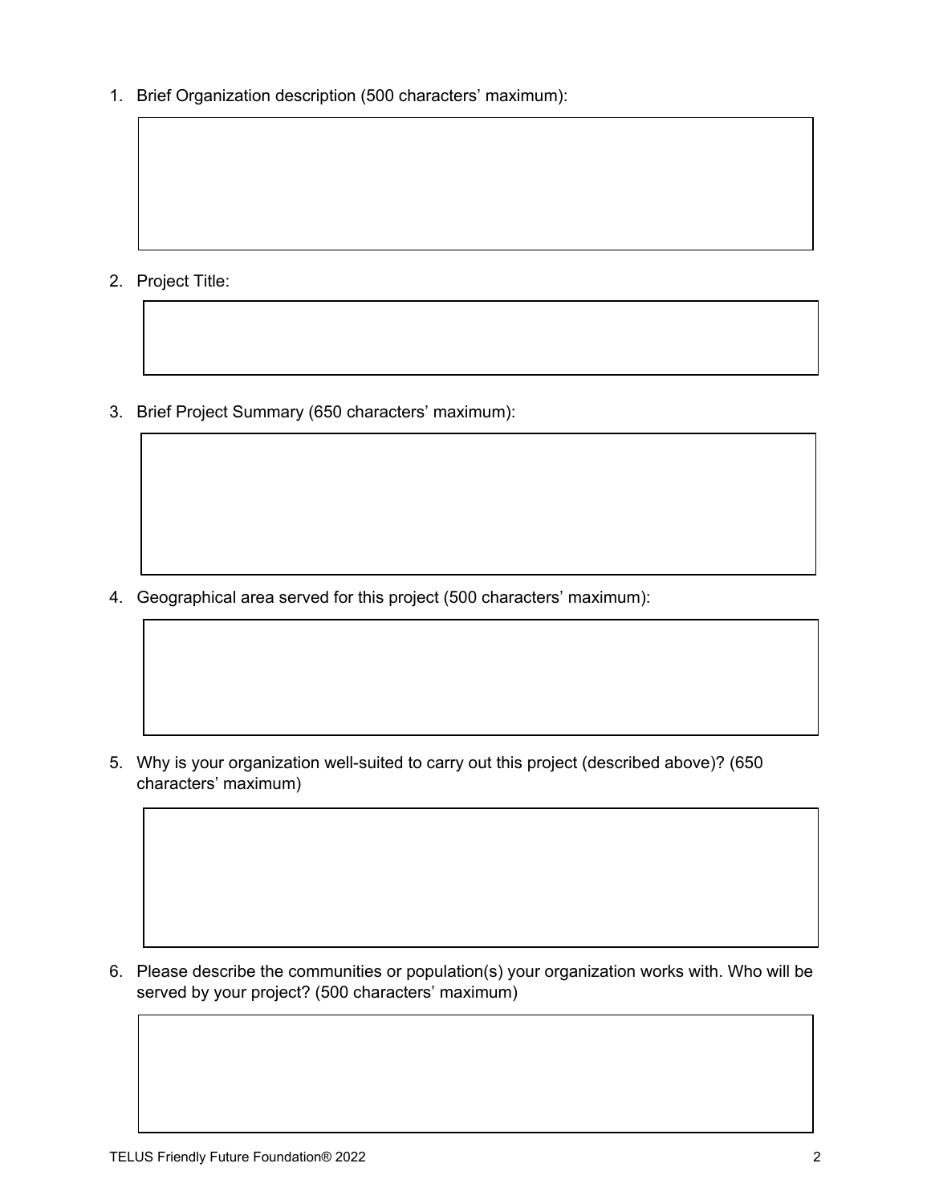1. Brief Organization description (500 characters' maximum):

2. Project Title:

3. Brief Project Summary (650 characters' maximum):

4. Geographical area served for this project (500 characters' maximum):

5. Why is your organization well-suited to carry out this project (described above)? (650 characters' maximum)

6. Please describe the communities or population(s) your organization works with. Who will be served by your project? (500 characters' maximum)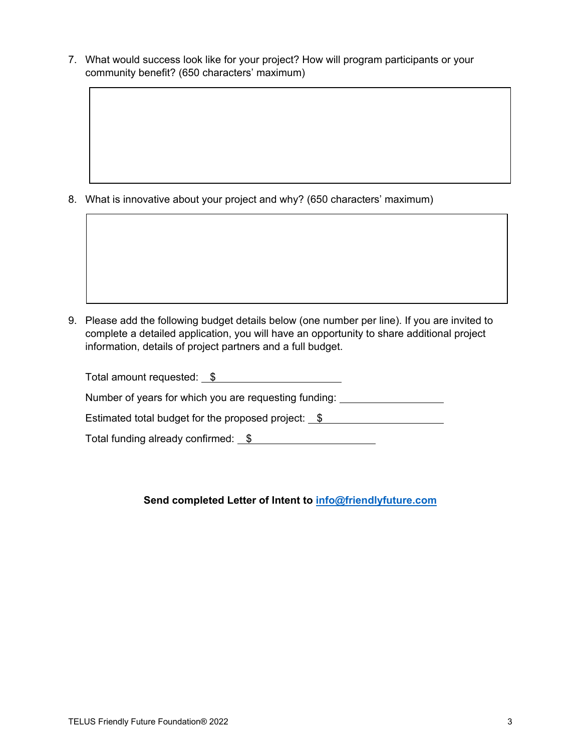7. What would success look like for your project? How will program participants or your community benefit? (650 characters' maximum)

8. What is innovative about your project and why? (650 characters' maximum)

9. Please add the following budget details below (one number per line). If you are invited to complete a detailed application, you will have an opportunity to share additional project information, details of project partners and a full budget.

   Total amount requested: $ ____________________

   Number of years for which you are requesting funding: ____________________

   Estimated total budget for the proposed project: $ ____________________

   Total funding already confirmed: $ ____________________

**Send completed Letter of Intent to [info@friendlyfuture.com](mailto:info@friendlyfuture.com)**